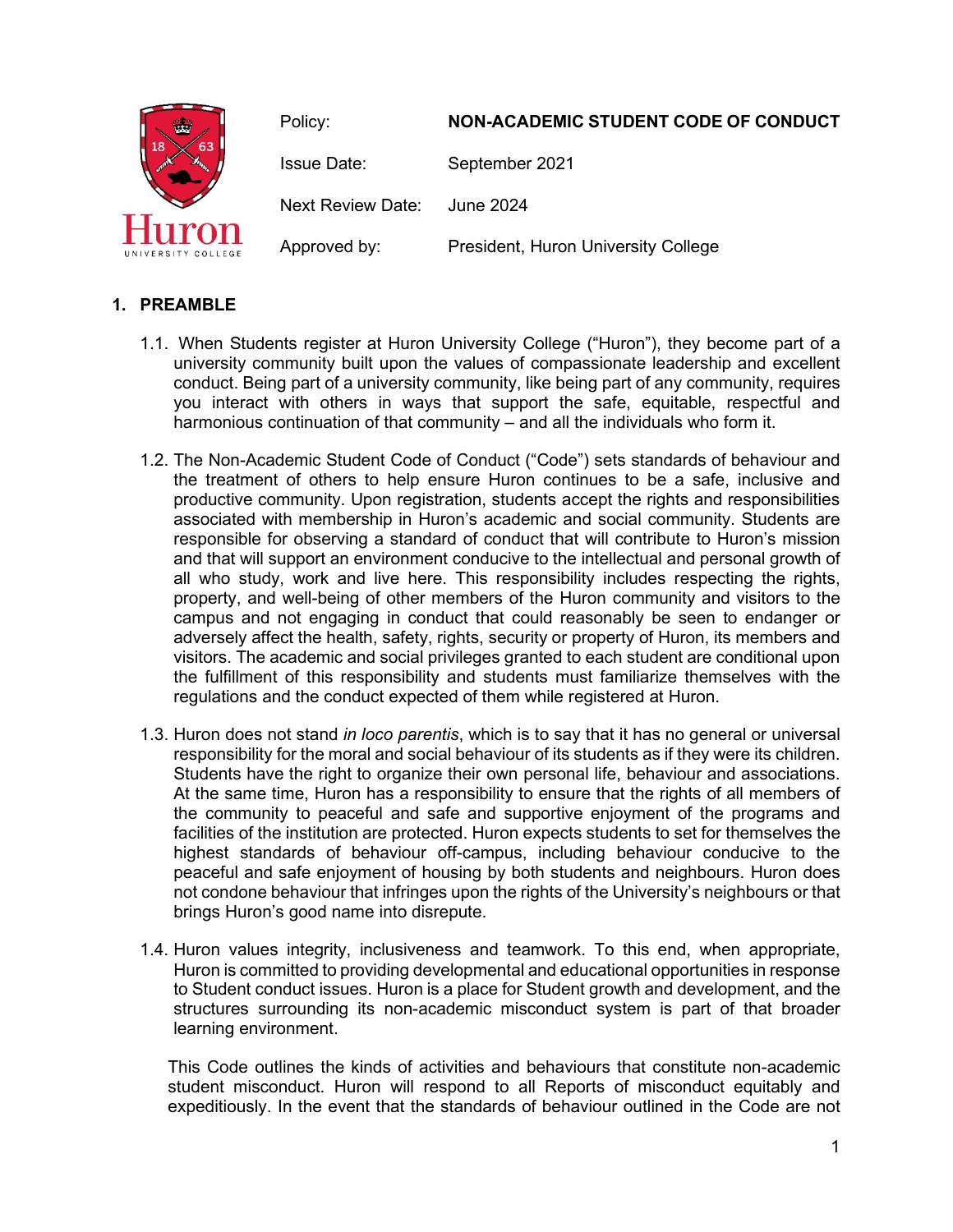| Policy: | **NON-ACADEMIC STUDENT CODE OF CONDUCT** |
| --- | --- |
| Issue Date: | September 2021 |
| Next Review Date: | June 2024 |
| Approved by: | President, Huron University College |

## 1. PREAMBLE

1.1. When Students register at Huron University College ("Huron"), they become part of a university community built upon the values of compassionate leadership and excellent conduct. Being part of a university community, like being part of any community, requires you interact with others in ways that support the safe, equitable, respectful and harmonious continuation of that community – and all the individuals who form it.

1.2. The Non-Academic Student Code of Conduct ("Code") sets standards of behaviour and the treatment of others to help ensure Huron continues to be a safe, inclusive and productive community. Upon registration, students accept the rights and responsibilities associated with membership in Huron's academic and social community. Students are responsible for observing a standard of conduct that will contribute to Huron's mission and that will support an environment conducive to the intellectual and personal growth of all who study, work and live here. This responsibility includes respecting the rights, property, and well-being of other members of the Huron community and visitors to the campus and not engaging in conduct that could reasonably be seen to endanger or adversely affect the health, safety, rights, security or property of Huron, its members and visitors. The academic and social privileges granted to each student are conditional upon the fulfillment of this responsibility and students must familiarize themselves with the regulations and the conduct expected of them while registered at Huron.

1.3. Huron does not stand *in loco parentis*, which is to say that it has no general or universal responsibility for the moral and social behaviour of its students as if they were its children. Students have the right to organize their own personal life, behaviour and associations. At the same time, Huron has a responsibility to ensure that the rights of all members of the community to peaceful and safe and supportive enjoyment of the programs and facilities of the institution are protected. Huron expects students to set for themselves the highest standards of behaviour off-campus, including behaviour conducive to the peaceful and safe enjoyment of housing by both students and neighbours. Huron does not condone behaviour that infringes upon the rights of the University's neighbours or that brings Huron's good name into disrepute.

1.4. Huron values integrity, inclusiveness and teamwork. To this end, when appropriate, Huron is committed to providing developmental and educational opportunities in response to Student conduct issues. Huron is a place for Student growth and development, and the structures surrounding its non-academic misconduct system is part of that broader learning environment.

This Code outlines the kinds of activities and behaviours that constitute non-academic student misconduct. Huron will respond to all Reports of misconduct equitably and expeditiously. In the event that the standards of behaviour outlined in the Code are not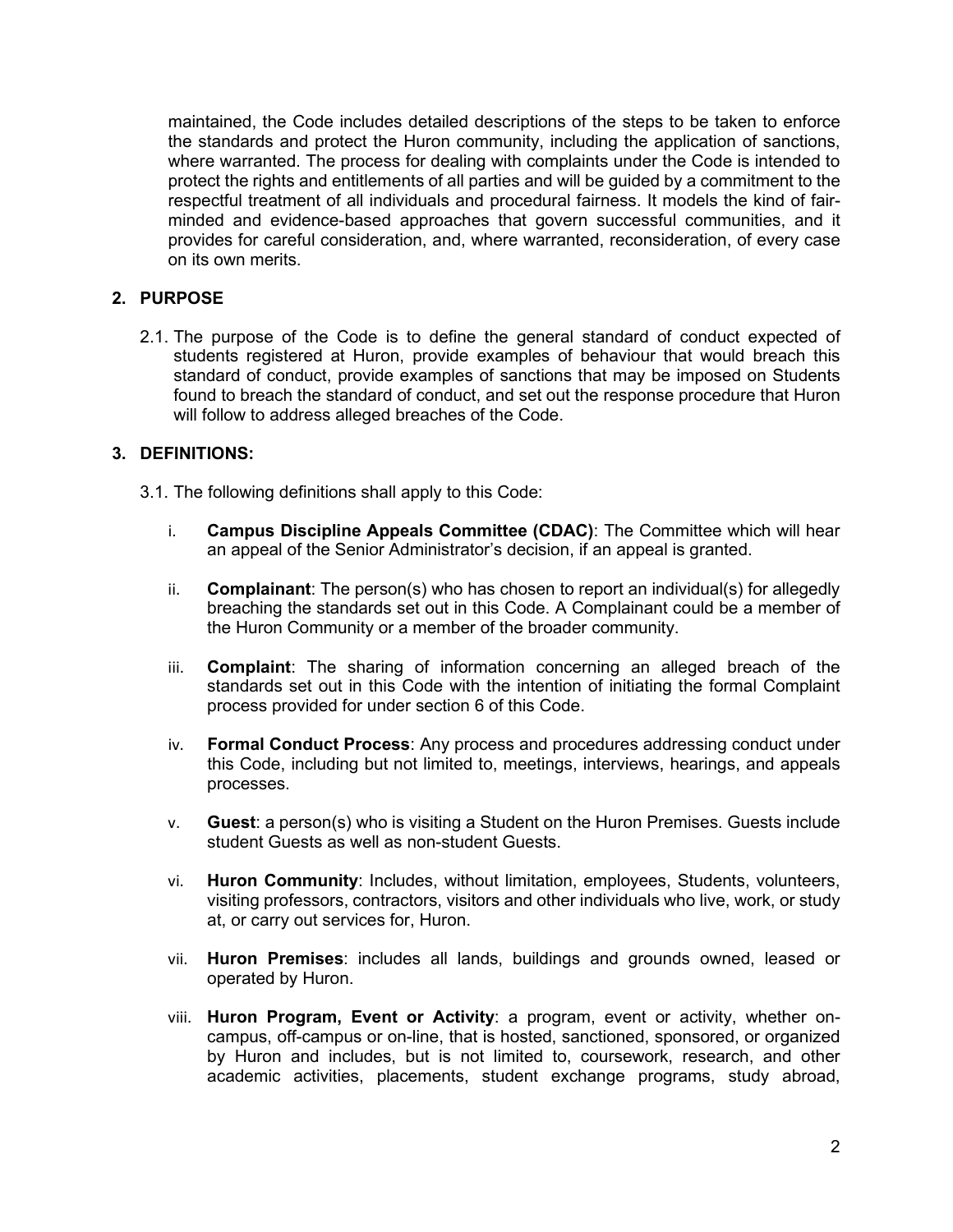maintained, the Code includes detailed descriptions of the steps to be taken to enforce the standards and protect the Huron community, including the application of sanctions, where warranted. The process for dealing with complaints under the Code is intended to protect the rights and entitlements of all parties and will be guided by a commitment to the respectful treatment of all individuals and procedural fairness. It models the kind of fair-minded and evidence-based approaches that govern successful communities, and it provides for careful consideration, and, where warranted, reconsideration, of every case on its own merits.

## 2. PURPOSE

2.1. The purpose of the Code is to define the general standard of conduct expected of students registered at Huron, provide examples of behaviour that would breach this standard of conduct, provide examples of sanctions that may be imposed on Students found to breach the standard of conduct, and set out the response procedure that Huron will follow to address alleged breaches of the Code.

## 3. DEFINITIONS:

3.1. The following definitions shall apply to this Code:

i. **Campus Discipline Appeals Committee (CDAC)**: The Committee which will hear an appeal of the Senior Administrator's decision, if an appeal is granted.

ii. **Complainant**: The person(s) who has chosen to report an individual(s) for allegedly breaching the standards set out in this Code. A Complainant could be a member of the Huron Community or a member of the broader community.

iii. **Complaint**: The sharing of information concerning an alleged breach of the standards set out in this Code with the intention of initiating the formal Complaint process provided for under section 6 of this Code.

iv. **Formal Conduct Process**: Any process and procedures addressing conduct under this Code, including but not limited to, meetings, interviews, hearings, and appeals processes.

v. **Guest**: a person(s) who is visiting a Student on the Huron Premises. Guests include student Guests as well as non-student Guests.

vi. **Huron Community**: Includes, without limitation, employees, Students, volunteers, visiting professors, contractors, visitors and other individuals who live, work, or study at, or carry out services for, Huron.

vii. **Huron Premises**: includes all lands, buildings and grounds owned, leased or operated by Huron.

viii. **Huron Program, Event or Activity**: a program, event or activity, whether on-campus, off-campus or on-line, that is hosted, sanctioned, sponsored, or organized by Huron and includes, but is not limited to, coursework, research, and other academic activities, placements, student exchange programs, study abroad,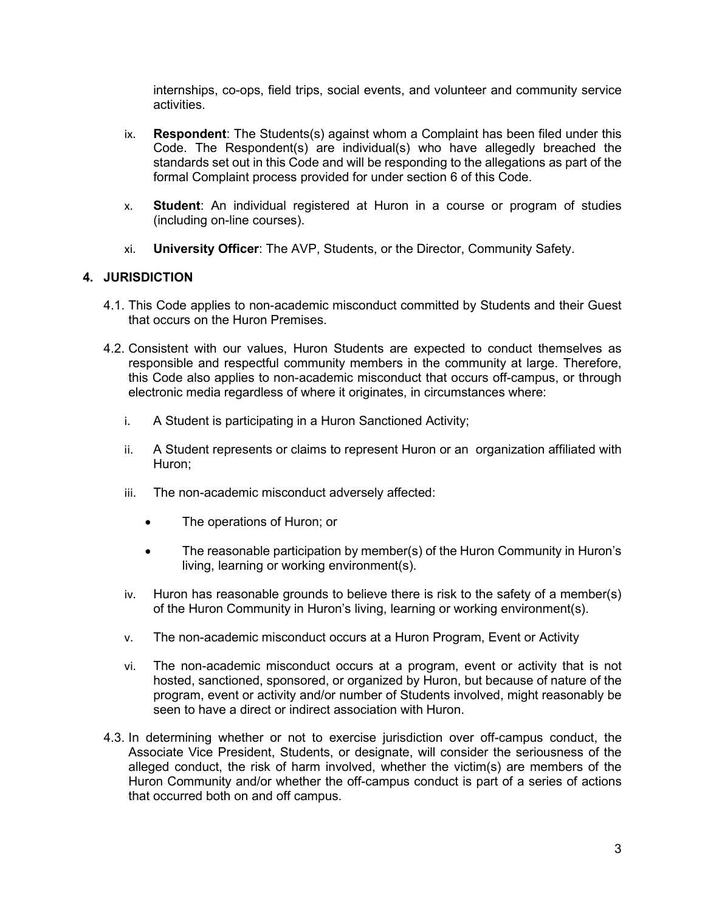internships, co-ops, field trips, social events, and volunteer and community service activities.

ix. **Respondent**: The Students(s) against whom a Complaint has been filed under this Code. The Respondent(s) are individual(s) who have allegedly breached the standards set out in this Code and will be responding to the allegations as part of the formal Complaint process provided for under section 6 of this Code.

x. **Student**: An individual registered at Huron in a course or program of studies (including on-line courses).

xi. **University Officer**: The AVP, Students, or the Director, Community Safety.

## 4. JURISDICTION

4.1. This Code applies to non-academic misconduct committed by Students and their Guest that occurs on the Huron Premises.

4.2. Consistent with our values, Huron Students are expected to conduct themselves as responsible and respectful community members in the community at large. Therefore, this Code also applies to non-academic misconduct that occurs off-campus, or through electronic media regardless of where it originates, in circumstances where:

i. A Student is participating in a Huron Sanctioned Activity;

ii. A Student represents or claims to represent Huron or an organization affiliated with Huron;

iii. The non-academic misconduct adversely affected:

- The operations of Huron; or
- The reasonable participation by member(s) of the Huron Community in Huron's living, learning or working environment(s).

iv. Huron has reasonable grounds to believe there is risk to the safety of a member(s) of the Huron Community in Huron's living, learning or working environment(s).

v. The non-academic misconduct occurs at a Huron Program, Event or Activity

vi. The non-academic misconduct occurs at a program, event or activity that is not hosted, sanctioned, sponsored, or organized by Huron, but because of nature of the program, event or activity and/or number of Students involved, might reasonably be seen to have a direct or indirect association with Huron.

4.3. In determining whether or not to exercise jurisdiction over off-campus conduct, the Associate Vice President, Students, or designate, will consider the seriousness of the alleged conduct, the risk of harm involved, whether the victim(s) are members of the Huron Community and/or whether the off-campus conduct is part of a series of actions that occurred both on and off campus.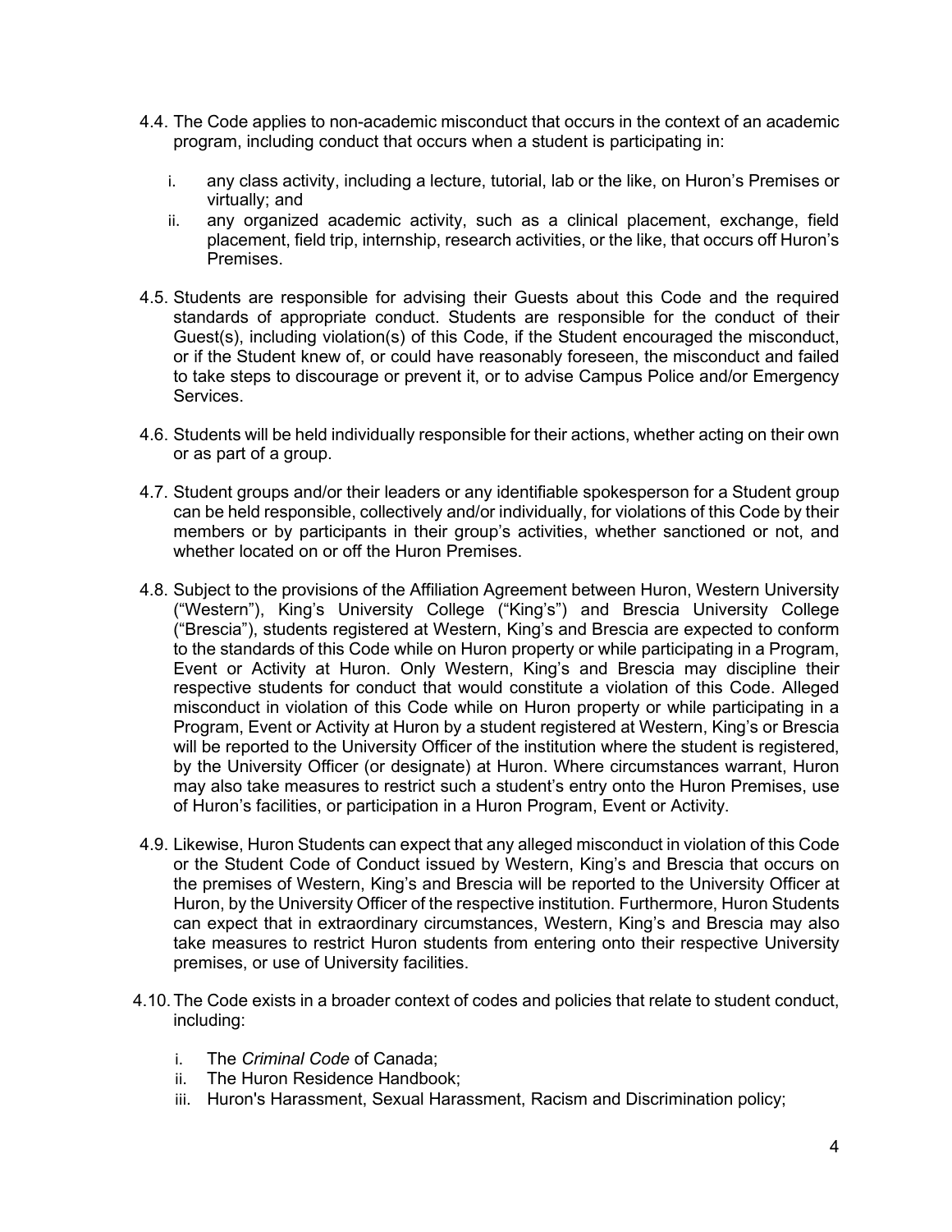4.4. The Code applies to non-academic misconduct that occurs in the context of an academic program, including conduct that occurs when a student is participating in:

   i. any class activity, including a lecture, tutorial, lab or the like, on Huron's Premises or virtually; and
   ii. any organized academic activity, such as a clinical placement, exchange, field placement, field trip, internship, research activities, or the like, that occurs off Huron's Premises.

4.5. Students are responsible for advising their Guests about this Code and the required standards of appropriate conduct. Students are responsible for the conduct of their Guest(s), including violation(s) of this Code, if the Student encouraged the misconduct, or if the Student knew of, or could have reasonably foreseen, the misconduct and failed to take steps to discourage or prevent it, or to advise Campus Police and/or Emergency Services.

4.6. Students will be held individually responsible for their actions, whether acting on their own or as part of a group.

4.7. Student groups and/or their leaders or any identifiable spokesperson for a Student group can be held responsible, collectively and/or individually, for violations of this Code by their members or by participants in their group's activities, whether sanctioned or not, and whether located on or off the Huron Premises.

4.8. Subject to the provisions of the Affiliation Agreement between Huron, Western University ("Western"), King's University College ("King's") and Brescia University College ("Brescia"), students registered at Western, King's and Brescia are expected to conform to the standards of this Code while on Huron property or while participating in a Program, Event or Activity at Huron. Only Western, King's and Brescia may discipline their respective students for conduct that would constitute a violation of this Code. Alleged misconduct in violation of this Code while on Huron property or while participating in a Program, Event or Activity at Huron by a student registered at Western, King's or Brescia will be reported to the University Officer of the institution where the student is registered, by the University Officer (or designate) at Huron. Where circumstances warrant, Huron may also take measures to restrict such a student's entry onto the Huron Premises, use of Huron's facilities, or participation in a Huron Program, Event or Activity.

4.9. Likewise, Huron Students can expect that any alleged misconduct in violation of this Code or the Student Code of Conduct issued by Western, King's and Brescia that occurs on the premises of Western, King's and Brescia will be reported to the University Officer at Huron, by the University Officer of the respective institution. Furthermore, Huron Students can expect that in extraordinary circumstances, Western, King's and Brescia may also take measures to restrict Huron students from entering onto their respective University premises, or use of University facilities.

4.10. The Code exists in a broader context of codes and policies that relate to student conduct, including:

   i. The *Criminal Code* of Canada;
   ii. The Huron Residence Handbook;
   iii. Huron's Harassment, Sexual Harassment, Racism and Discrimination policy;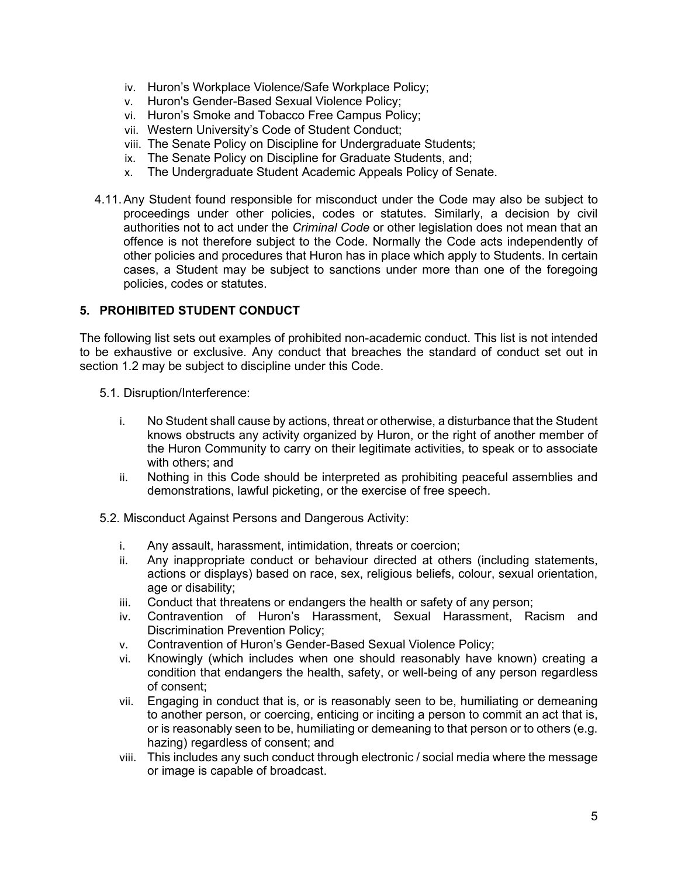iv. Huron's Workplace Violence/Safe Workplace Policy;
v. Huron's Gender-Based Sexual Violence Policy;
vi. Huron's Smoke and Tobacco Free Campus Policy;
vii. Western University's Code of Student Conduct;
viii. The Senate Policy on Discipline for Undergraduate Students;
ix. The Senate Policy on Discipline for Graduate Students, and;
x. The Undergraduate Student Academic Appeals Policy of Senate.

4.11. Any Student found responsible for misconduct under the Code may also be subject to proceedings under other policies, codes or statutes. Similarly, a decision by civil authorities not to act under the *Criminal Code* or other legislation does not mean that an offence is not therefore subject to the Code. Normally the Code acts independently of other policies and procedures that Huron has in place which apply to Students. In certain cases, a Student may be subject to sanctions under more than one of the foregoing policies, codes or statutes.

## 5. PROHIBITED STUDENT CONDUCT

The following list sets out examples of prohibited non-academic conduct. This list is not intended to be exhaustive or exclusive. Any conduct that breaches the standard of conduct set out in section 1.2 may be subject to discipline under this Code.

5.1. Disruption/Interference:

i. No Student shall cause by actions, threat or otherwise, a disturbance that the Student knows obstructs any activity organized by Huron, or the right of another member of the Huron Community to carry on their legitimate activities, to speak or to associate with others; and
ii. Nothing in this Code should be interpreted as prohibiting peaceful assemblies and demonstrations, lawful picketing, or the exercise of free speech.

5.2. Misconduct Against Persons and Dangerous Activity:

i. Any assault, harassment, intimidation, threats or coercion;
ii. Any inappropriate conduct or behaviour directed at others (including statements, actions or displays) based on race, sex, religious beliefs, colour, sexual orientation, age or disability;
iii. Conduct that threatens or endangers the health or safety of any person;
iv. Contravention of Huron's Harassment, Sexual Harassment, Racism and Discrimination Prevention Policy;
v. Contravention of Huron's Gender-Based Sexual Violence Policy;
vi. Knowingly (which includes when one should reasonably have known) creating a condition that endangers the health, safety, or well-being of any person regardless of consent;
vii. Engaging in conduct that is, or is reasonably seen to be, humiliating or demeaning to another person, or coercing, enticing or inciting a person to commit an act that is, or is reasonably seen to be, humiliating or demeaning to that person or to others (e.g. hazing) regardless of consent; and
viii. This includes any such conduct through electronic / social media where the message or image is capable of broadcast.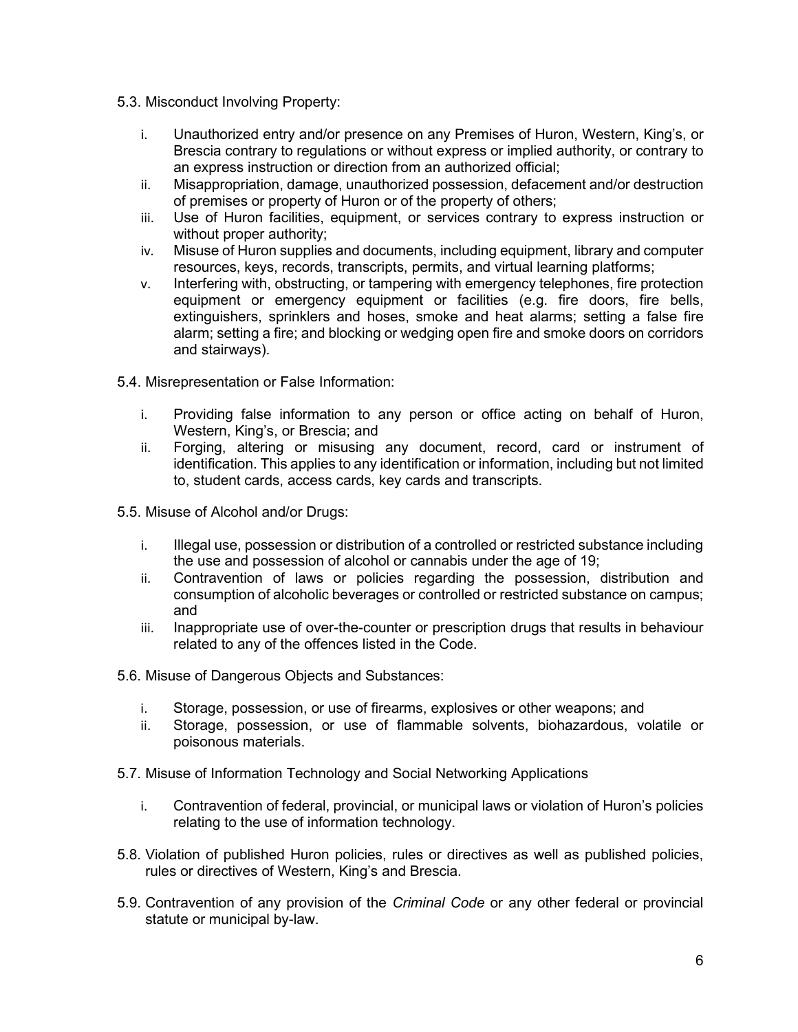5.3. Misconduct Involving Property:

i. Unauthorized entry and/or presence on any Premises of Huron, Western, King's, or Brescia contrary to regulations or without express or implied authority, or contrary to an express instruction or direction from an authorized official;

ii. Misappropriation, damage, unauthorized possession, defacement and/or destruction of premises or property of Huron or of the property of others;

iii. Use of Huron facilities, equipment, or services contrary to express instruction or without proper authority;

iv. Misuse of Huron supplies and documents, including equipment, library and computer resources, keys, records, transcripts, permits, and virtual learning platforms;

v. Interfering with, obstructing, or tampering with emergency telephones, fire protection equipment or emergency equipment or facilities (e.g. fire doors, fire bells, extinguishers, sprinklers and hoses, smoke and heat alarms; setting a false fire alarm; setting a fire; and blocking or wedging open fire and smoke doors on corridors and stairways).

5.4. Misrepresentation or False Information:

i. Providing false information to any person or office acting on behalf of Huron, Western, King's, or Brescia; and

ii. Forging, altering or misusing any document, record, card or instrument of identification. This applies to any identification or information, including but not limited to, student cards, access cards, key cards and transcripts.

5.5. Misuse of Alcohol and/or Drugs:

i. Illegal use, possession or distribution of a controlled or restricted substance including the use and possession of alcohol or cannabis under the age of 19;

ii. Contravention of laws or policies regarding the possession, distribution and consumption of alcoholic beverages or controlled or restricted substance on campus; and

iii. Inappropriate use of over-the-counter or prescription drugs that results in behaviour related to any of the offences listed in the Code.

5.6. Misuse of Dangerous Objects and Substances:

i. Storage, possession, or use of firearms, explosives or other weapons; and

ii. Storage, possession, or use of flammable solvents, biohazardous, volatile or poisonous materials.

5.7. Misuse of Information Technology and Social Networking Applications

i. Contravention of federal, provincial, or municipal laws or violation of Huron's policies relating to the use of information technology.

5.8. Violation of published Huron policies, rules or directives as well as published policies, rules or directives of Western, King's and Brescia.

5.9. Contravention of any provision of the *Criminal Code* or any other federal or provincial statute or municipal by-law.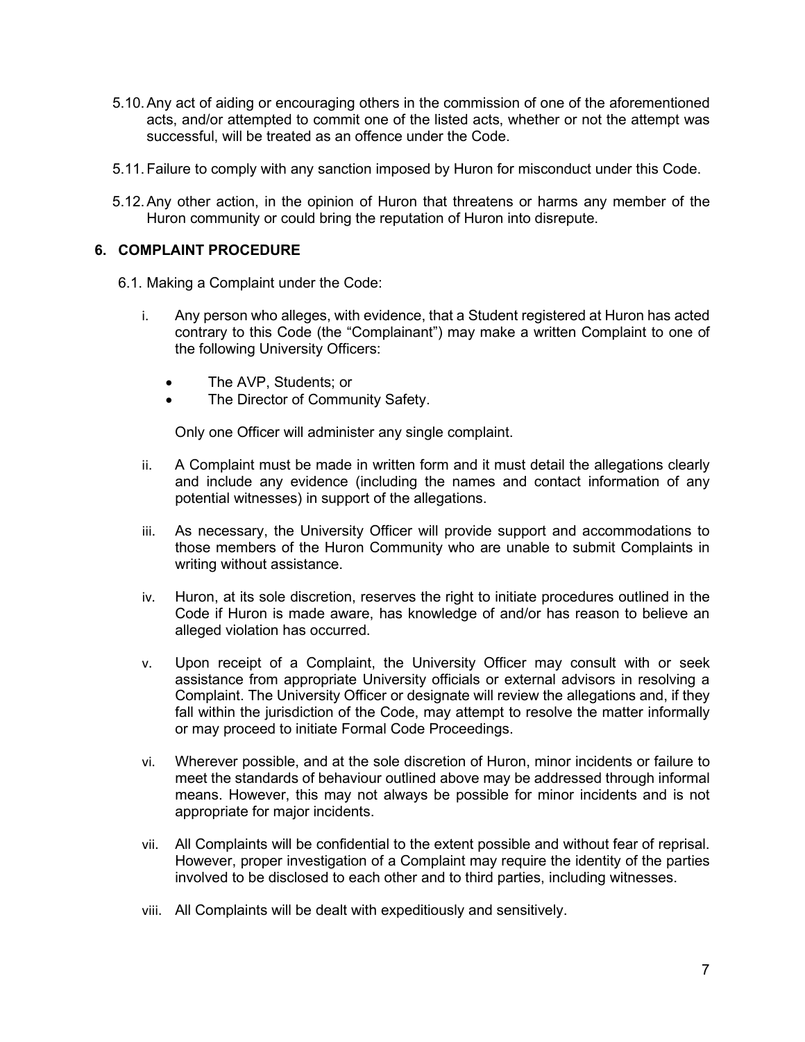5.10. Any act of aiding or encouraging others in the commission of one of the aforementioned acts, and/or attempted to commit one of the listed acts, whether or not the attempt was successful, will be treated as an offence under the Code.

5.11. Failure to comply with any sanction imposed by Huron for misconduct under this Code.

5.12. Any other action, in the opinion of Huron that threatens or harms any member of the Huron community or could bring the reputation of Huron into disrepute.

## 6. COMPLAINT PROCEDURE

6.1. Making a Complaint under the Code:

i. Any person who alleges, with evidence, that a Student registered at Huron has acted contrary to this Code (the "Complainant") may make a written Complaint to one of the following University Officers:

- The AVP, Students; or
- The Director of Community Safety.

Only one Officer will administer any single complaint.

ii. A Complaint must be made in written form and it must detail the allegations clearly and include any evidence (including the names and contact information of any potential witnesses) in support of the allegations.

iii. As necessary, the University Officer will provide support and accommodations to those members of the Huron Community who are unable to submit Complaints in writing without assistance.

iv. Huron, at its sole discretion, reserves the right to initiate procedures outlined in the Code if Huron is made aware, has knowledge of and/or has reason to believe an alleged violation has occurred.

v. Upon receipt of a Complaint, the University Officer may consult with or seek assistance from appropriate University officials or external advisors in resolving a Complaint. The University Officer or designate will review the allegations and, if they fall within the jurisdiction of the Code, may attempt to resolve the matter informally or may proceed to initiate Formal Code Proceedings.

vi. Wherever possible, and at the sole discretion of Huron, minor incidents or failure to meet the standards of behaviour outlined above may be addressed through informal means. However, this may not always be possible for minor incidents and is not appropriate for major incidents.

vii. All Complaints will be confidential to the extent possible and without fear of reprisal. However, proper investigation of a Complaint may require the identity of the parties involved to be disclosed to each other and to third parties, including witnesses.

viii. All Complaints will be dealt with expeditiously and sensitively.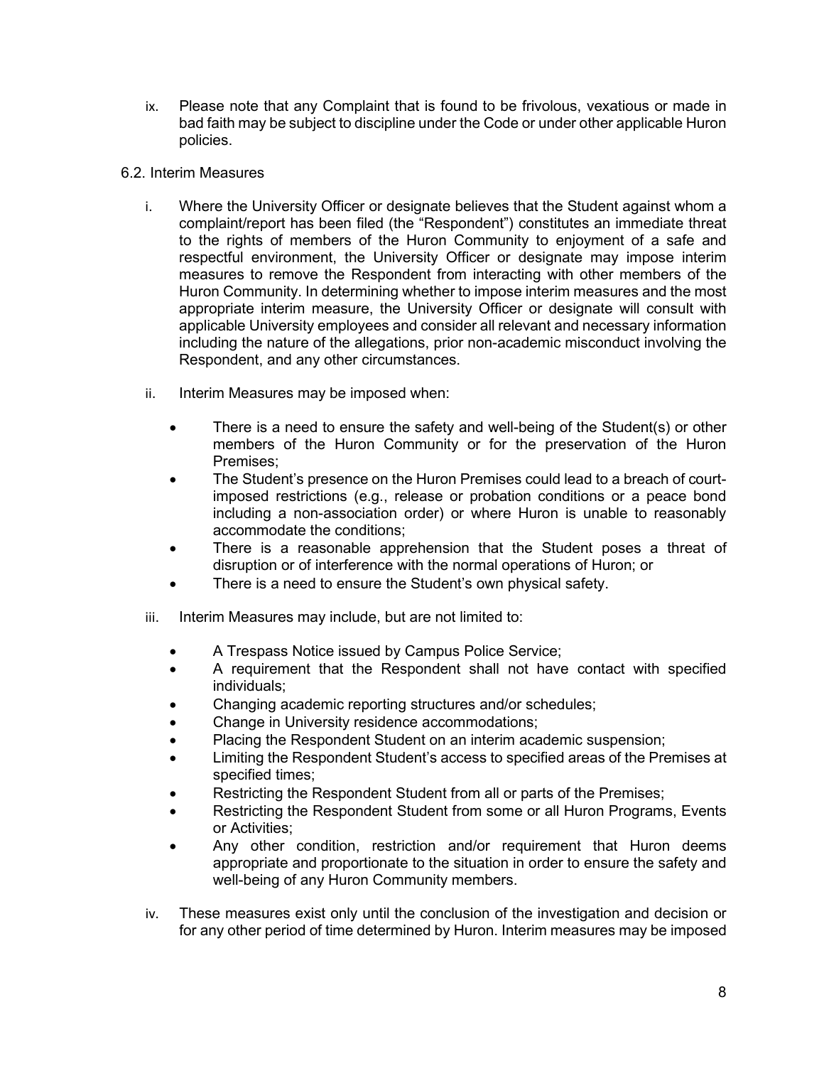ix. Please note that any Complaint that is found to be frivolous, vexatious or made in bad faith may be subject to discipline under the Code or under other applicable Huron policies.

6.2. Interim Measures

i. Where the University Officer or designate believes that the Student against whom a complaint/report has been filed (the "Respondent") constitutes an immediate threat to the rights of members of the Huron Community to enjoyment of a safe and respectful environment, the University Officer or designate may impose interim measures to remove the Respondent from interacting with other members of the Huron Community. In determining whether to impose interim measures and the most appropriate interim measure, the University Officer or designate will consult with applicable University employees and consider all relevant and necessary information including the nature of the allegations, prior non-academic misconduct involving the Respondent, and any other circumstances.

ii. Interim Measures may be imposed when:

- There is a need to ensure the safety and well-being of the Student(s) or other members of the Huron Community or for the preservation of the Huron Premises;
- The Student's presence on the Huron Premises could lead to a breach of court-imposed restrictions (e.g., release or probation conditions or a peace bond including a non-association order) or where Huron is unable to reasonably accommodate the conditions;
- There is a reasonable apprehension that the Student poses a threat of disruption or of interference with the normal operations of Huron; or
- There is a need to ensure the Student's own physical safety.

iii. Interim Measures may include, but are not limited to:

- A Trespass Notice issued by Campus Police Service;
- A requirement that the Respondent shall not have contact with specified individuals;
- Changing academic reporting structures and/or schedules;
- Change in University residence accommodations;
- Placing the Respondent Student on an interim academic suspension;
- Limiting the Respondent Student's access to specified areas of the Premises at specified times;
- Restricting the Respondent Student from all or parts of the Premises;
- Restricting the Respondent Student from some or all Huron Programs, Events or Activities;
- Any other condition, restriction and/or requirement that Huron deems appropriate and proportionate to the situation in order to ensure the safety and well-being of any Huron Community members.

iv. These measures exist only until the conclusion of the investigation and decision or for any other period of time determined by Huron. Interim measures may be imposed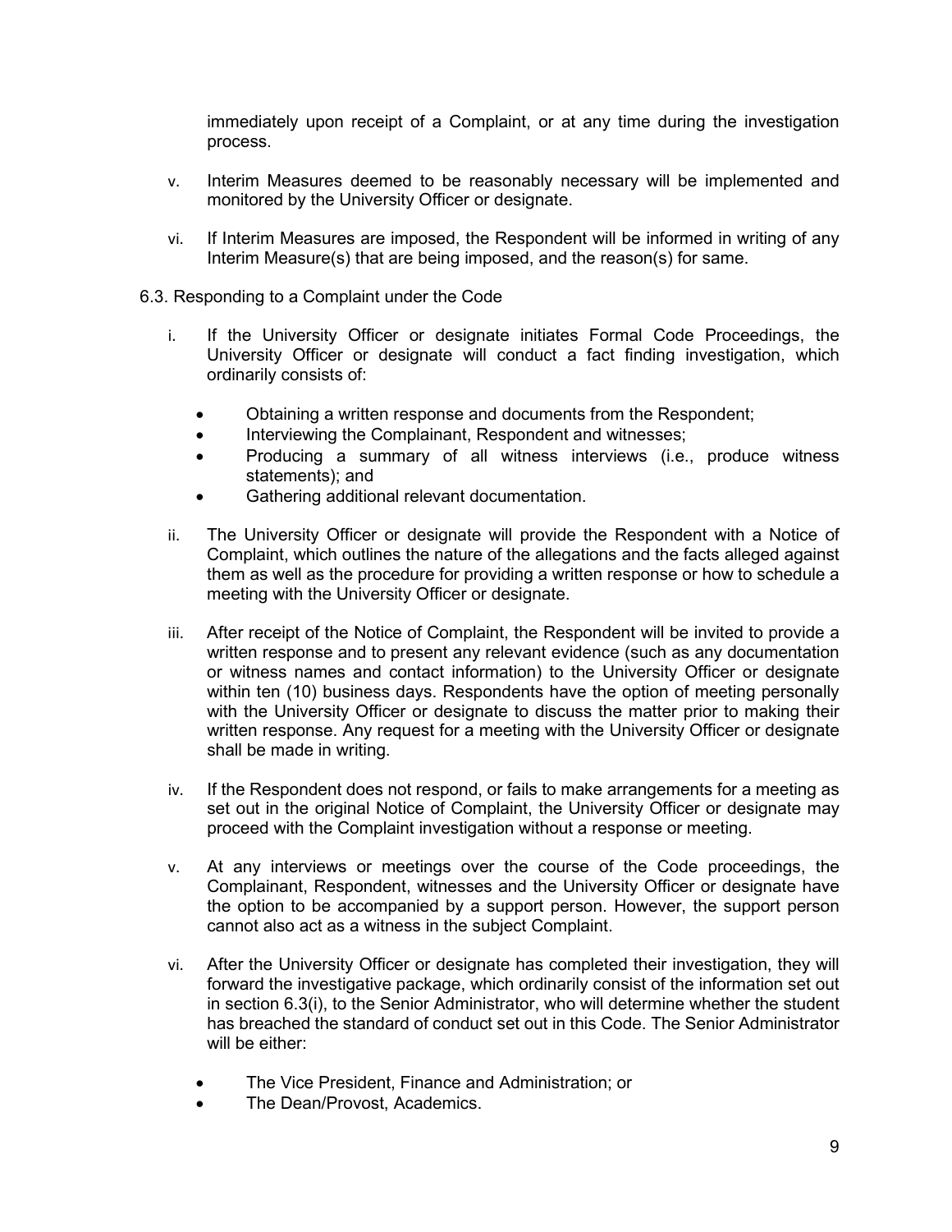immediately upon receipt of a Complaint, or at any time during the investigation process.

v. Interim Measures deemed to be reasonably necessary will be implemented and monitored by the University Officer or designate.

vi. If Interim Measures are imposed, the Respondent will be informed in writing of any Interim Measure(s) that are being imposed, and the reason(s) for same.

6.3. Responding to a Complaint under the Code

i. If the University Officer or designate initiates Formal Code Proceedings, the University Officer or designate will conduct a fact finding investigation, which ordinarily consists of:

- Obtaining a written response and documents from the Respondent;
- Interviewing the Complainant, Respondent and witnesses;
- Producing a summary of all witness interviews (i.e., produce witness statements); and
- Gathering additional relevant documentation.

ii. The University Officer or designate will provide the Respondent with a Notice of Complaint, which outlines the nature of the allegations and the facts alleged against them as well as the procedure for providing a written response or how to schedule a meeting with the University Officer or designate.

iii. After receipt of the Notice of Complaint, the Respondent will be invited to provide a written response and to present any relevant evidence (such as any documentation or witness names and contact information) to the University Officer or designate within ten (10) business days. Respondents have the option of meeting personally with the University Officer or designate to discuss the matter prior to making their written response. Any request for a meeting with the University Officer or designate shall be made in writing.

iv. If the Respondent does not respond, or fails to make arrangements for a meeting as set out in the original Notice of Complaint, the University Officer or designate may proceed with the Complaint investigation without a response or meeting.

v. At any interviews or meetings over the course of the Code proceedings, the Complainant, Respondent, witnesses and the University Officer or designate have the option to be accompanied by a support person. However, the support person cannot also act as a witness in the subject Complaint.

vi. After the University Officer or designate has completed their investigation, they will forward the investigative package, which ordinarily consist of the information set out in section 6.3(i), to the Senior Administrator, who will determine whether the student has breached the standard of conduct set out in this Code. The Senior Administrator will be either:

- The Vice President, Finance and Administration; or
- The Dean/Provost, Academics.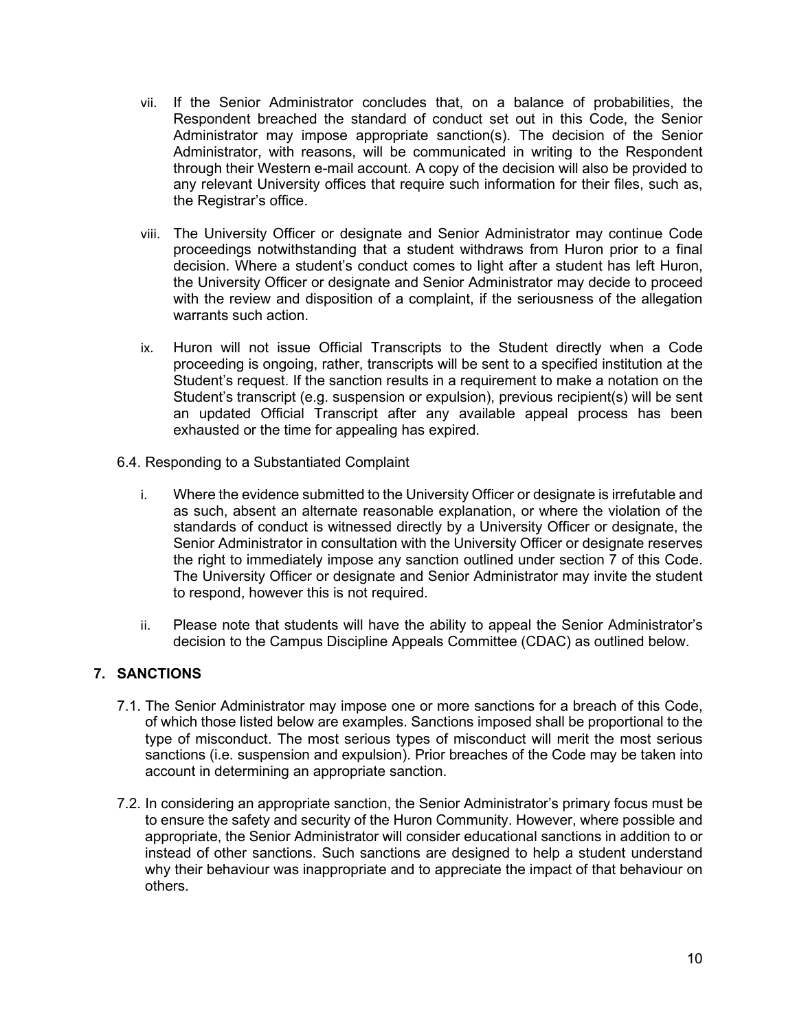vii. If the Senior Administrator concludes that, on a balance of probabilities, the Respondent breached the standard of conduct set out in this Code, the Senior Administrator may impose appropriate sanction(s). The decision of the Senior Administrator, with reasons, will be communicated in writing to the Respondent through their Western e-mail account. A copy of the decision will also be provided to any relevant University offices that require such information for their files, such as, the Registrar's office.

viii. The University Officer or designate and Senior Administrator may continue Code proceedings notwithstanding that a student withdraws from Huron prior to a final decision. Where a student's conduct comes to light after a student has left Huron, the University Officer or designate and Senior Administrator may decide to proceed with the review and disposition of a complaint, if the seriousness of the allegation warrants such action.

ix. Huron will not issue Official Transcripts to the Student directly when a Code proceeding is ongoing, rather, transcripts will be sent to a specified institution at the Student's request. If the sanction results in a requirement to make a notation on the Student's transcript (e.g. suspension or expulsion), previous recipient(s) will be sent an updated Official Transcript after any available appeal process has been exhausted or the time for appealing has expired.

6.4. Responding to a Substantiated Complaint

i. Where the evidence submitted to the University Officer or designate is irrefutable and as such, absent an alternate reasonable explanation, or where the violation of the standards of conduct is witnessed directly by a University Officer or designate, the Senior Administrator in consultation with the University Officer or designate reserves the right to immediately impose any sanction outlined under section 7 of this Code. The University Officer or designate and Senior Administrator may invite the student to respond, however this is not required.

ii. Please note that students will have the ability to appeal the Senior Administrator's decision to the Campus Discipline Appeals Committee (CDAC) as outlined below.

## 7. SANCTIONS

7.1. The Senior Administrator may impose one or more sanctions for a breach of this Code, of which those listed below are examples. Sanctions imposed shall be proportional to the type of misconduct. The most serious types of misconduct will merit the most serious sanctions (i.e. suspension and expulsion). Prior breaches of the Code may be taken into account in determining an appropriate sanction.

7.2. In considering an appropriate sanction, the Senior Administrator's primary focus must be to ensure the safety and security of the Huron Community. However, where possible and appropriate, the Senior Administrator will consider educational sanctions in addition to or instead of other sanctions. Such sanctions are designed to help a student understand why their behaviour was inappropriate and to appreciate the impact of that behaviour on others.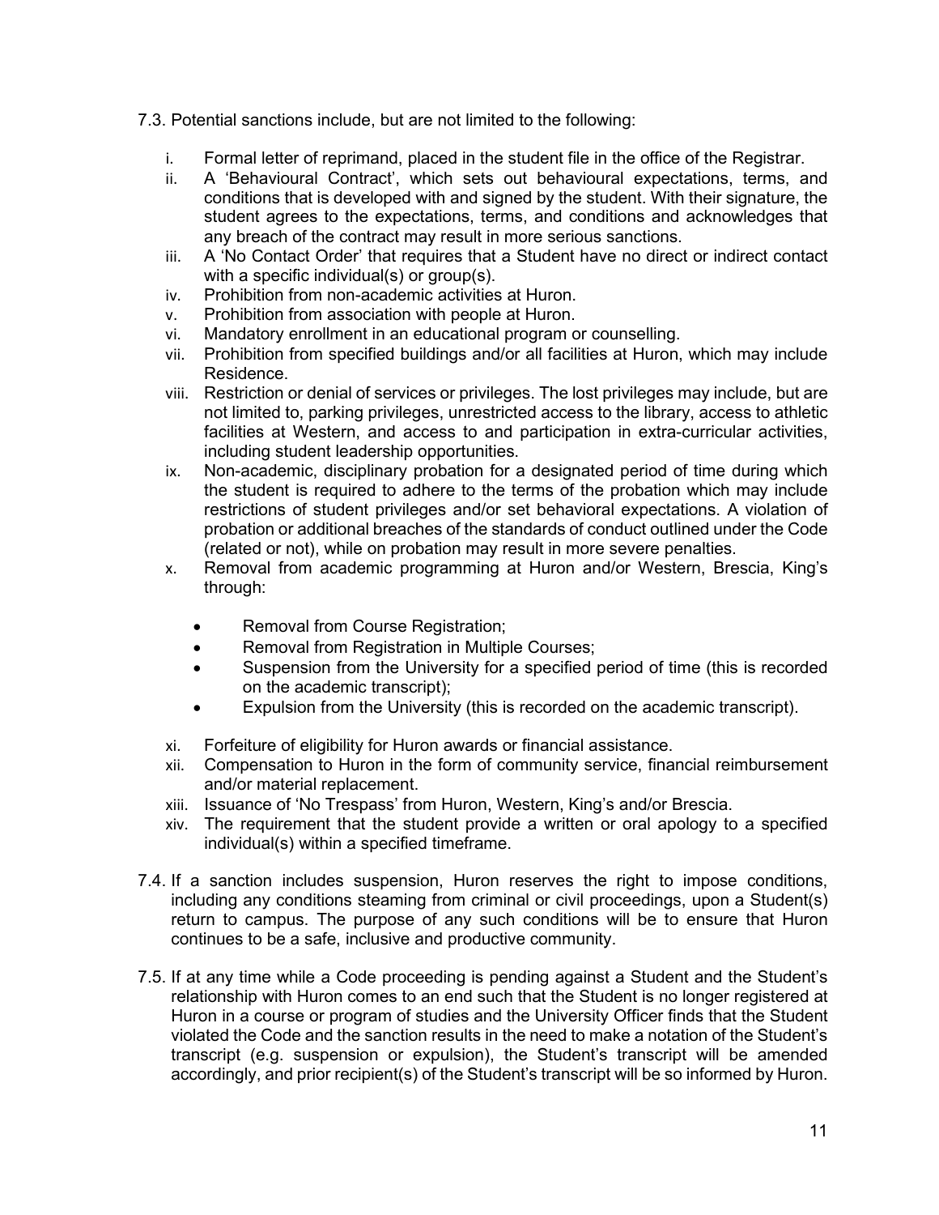7.3. Potential sanctions include, but are not limited to the following:

i. Formal letter of reprimand, placed in the student file in the office of the Registrar.

ii. A 'Behavioural Contract', which sets out behavioural expectations, terms, and conditions that is developed with and signed by the student. With their signature, the student agrees to the expectations, terms, and conditions and acknowledges that any breach of the contract may result in more serious sanctions.

iii. A 'No Contact Order' that requires that a Student have no direct or indirect contact with a specific individual(s) or group(s).

iv. Prohibition from non-academic activities at Huron.

v. Prohibition from association with people at Huron.

vi. Mandatory enrollment in an educational program or counselling.

vii. Prohibition from specified buildings and/or all facilities at Huron, which may include Residence.

viii. Restriction or denial of services or privileges. The lost privileges may include, but are not limited to, parking privileges, unrestricted access to the library, access to athletic facilities at Western, and access to and participation in extra-curricular activities, including student leadership opportunities.

ix. Non-academic, disciplinary probation for a designated period of time during which the student is required to adhere to the terms of the probation which may include restrictions of student privileges and/or set behavioral expectations. A violation of probation or additional breaches of the standards of conduct outlined under the Code (related or not), while on probation may result in more severe penalties.

x. Removal from academic programming at Huron and/or Western, Brescia, King's through:

   - Removal from Course Registration;
   - Removal from Registration in Multiple Courses;
   - Suspension from the University for a specified period of time (this is recorded on the academic transcript);
   - Expulsion from the University (this is recorded on the academic transcript).

xi. Forfeiture of eligibility for Huron awards or financial assistance.

xii. Compensation to Huron in the form of community service, financial reimbursement and/or material replacement.

xiii. Issuance of 'No Trespass' from Huron, Western, King's and/or Brescia.

xiv. The requirement that the student provide a written or oral apology to a specified individual(s) within a specified timeframe.

7.4. If a sanction includes suspension, Huron reserves the right to impose conditions, including any conditions steaming from criminal or civil proceedings, upon a Student(s) return to campus. The purpose of any such conditions will be to ensure that Huron continues to be a safe, inclusive and productive community.

7.5. If at any time while a Code proceeding is pending against a Student and the Student's relationship with Huron comes to an end such that the Student is no longer registered at Huron in a course or program of studies and the University Officer finds that the Student violated the Code and the sanction results in the need to make a notation of the Student's transcript (e.g. suspension or expulsion), the Student's transcript will be amended accordingly, and prior recipient(s) of the Student's transcript will be so informed by Huron.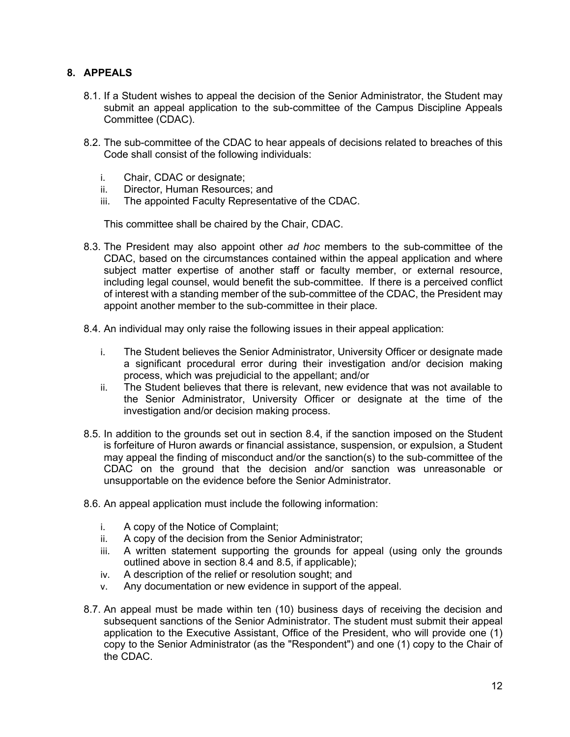## 8. APPEALS

8.1. If a Student wishes to appeal the decision of the Senior Administrator, the Student may submit an appeal application to the sub-committee of the Campus Discipline Appeals Committee (CDAC).

8.2. The sub-committee of the CDAC to hear appeals of decisions related to breaches of this Code shall consist of the following individuals:

i. Chair, CDAC or designate;
ii. Director, Human Resources; and
iii. The appointed Faculty Representative of the CDAC.

This committee shall be chaired by the Chair, CDAC.

8.3. The President may also appoint other *ad hoc* members to the sub-committee of the CDAC, based on the circumstances contained within the appeal application and where subject matter expertise of another staff or faculty member, or external resource, including legal counsel, would benefit the sub-committee. If there is a perceived conflict of interest with a standing member of the sub-committee of the CDAC, the President may appoint another member to the sub-committee in their place.

8.4. An individual may only raise the following issues in their appeal application:

i. The Student believes the Senior Administrator, University Officer or designate made a significant procedural error during their investigation and/or decision making process, which was prejudicial to the appellant; and/or
ii. The Student believes that there is relevant, new evidence that was not available to the Senior Administrator, University Officer or designate at the time of the investigation and/or decision making process.

8.5. In addition to the grounds set out in section 8.4, if the sanction imposed on the Student is forfeiture of Huron awards or financial assistance, suspension, or expulsion, a Student may appeal the finding of misconduct and/or the sanction(s) to the sub-committee of the CDAC on the ground that the decision and/or sanction was unreasonable or unsupportable on the evidence before the Senior Administrator.

8.6. An appeal application must include the following information:

i. A copy of the Notice of Complaint;
ii. A copy of the decision from the Senior Administrator;
iii. A written statement supporting the grounds for appeal (using only the grounds outlined above in section 8.4 and 8.5, if applicable);
iv. A description of the relief or resolution sought; and
v. Any documentation or new evidence in support of the appeal.

8.7. An appeal must be made within ten (10) business days of receiving the decision and subsequent sanctions of the Senior Administrator. The student must submit their appeal application to the Executive Assistant, Office of the President, who will provide one (1) copy to the Senior Administrator (as the "Respondent") and one (1) copy to the Chair of the CDAC.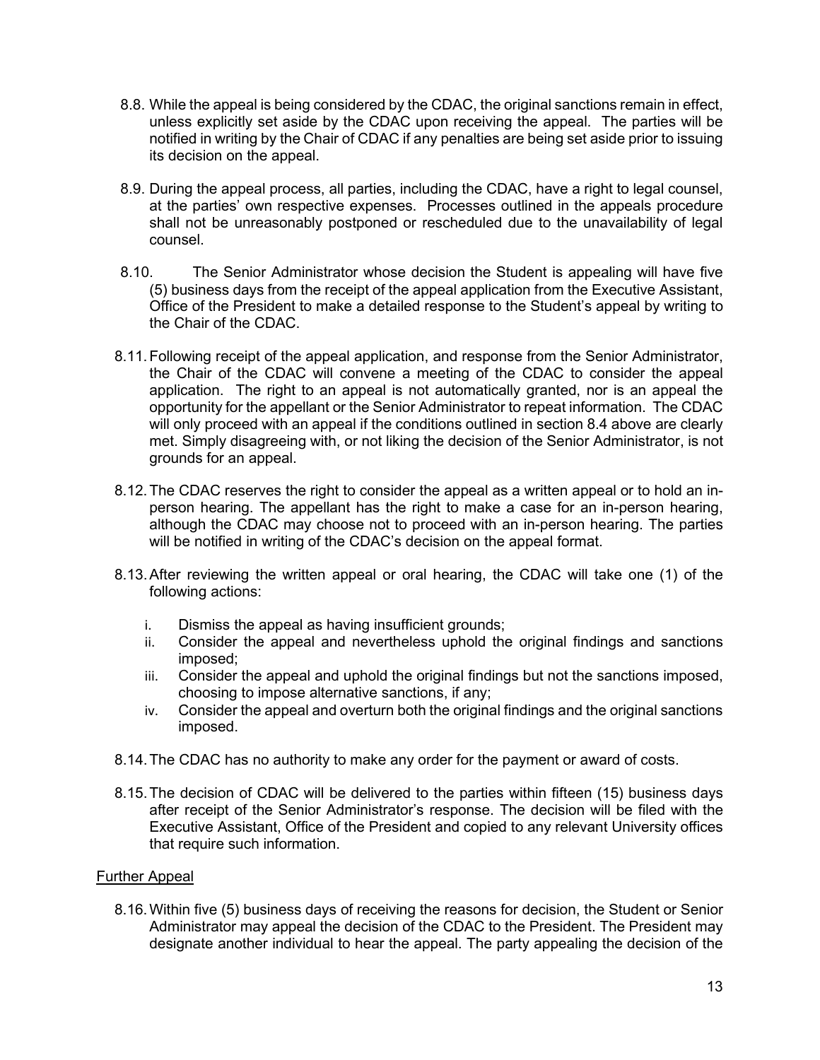8.8. While the appeal is being considered by the CDAC, the original sanctions remain in effect, unless explicitly set aside by the CDAC upon receiving the appeal. The parties will be notified in writing by the Chair of CDAC if any penalties are being set aside prior to issuing its decision on the appeal.

8.9. During the appeal process, all parties, including the CDAC, have a right to legal counsel, at the parties' own respective expenses. Processes outlined in the appeals procedure shall not be unreasonably postponed or rescheduled due to the unavailability of legal counsel.

8.10. The Senior Administrator whose decision the Student is appealing will have five (5) business days from the receipt of the appeal application from the Executive Assistant, Office of the President to make a detailed response to the Student's appeal by writing to the Chair of the CDAC.

8.11. Following receipt of the appeal application, and response from the Senior Administrator, the Chair of the CDAC will convene a meeting of the CDAC to consider the appeal application. The right to an appeal is not automatically granted, nor is an appeal the opportunity for the appellant or the Senior Administrator to repeat information. The CDAC will only proceed with an appeal if the conditions outlined in section 8.4 above are clearly met. Simply disagreeing with, or not liking the decision of the Senior Administrator, is not grounds for an appeal.

8.12. The CDAC reserves the right to consider the appeal as a written appeal or to hold an in-person hearing. The appellant has the right to make a case for an in-person hearing, although the CDAC may choose not to proceed with an in-person hearing. The parties will be notified in writing of the CDAC's decision on the appeal format.

8.13. After reviewing the written appeal or oral hearing, the CDAC will take one (1) of the following actions:

   i. Dismiss the appeal as having insufficient grounds;
   ii. Consider the appeal and nevertheless uphold the original findings and sanctions imposed;
   iii. Consider the appeal and uphold the original findings but not the sanctions imposed, choosing to impose alternative sanctions, if any;
   iv. Consider the appeal and overturn both the original findings and the original sanctions imposed.

8.14. The CDAC has no authority to make any order for the payment or award of costs.

8.15. The decision of CDAC will be delivered to the parties within fifteen (15) business days after receipt of the Senior Administrator's response. The decision will be filed with the Executive Assistant, Office of the President and copied to any relevant University offices that require such information.

<u>Further Appeal</u>

8.16. Within five (5) business days of receiving the reasons for decision, the Student or Senior Administrator may appeal the decision of the CDAC to the President. The President may designate another individual to hear the appeal. The party appealing the decision of the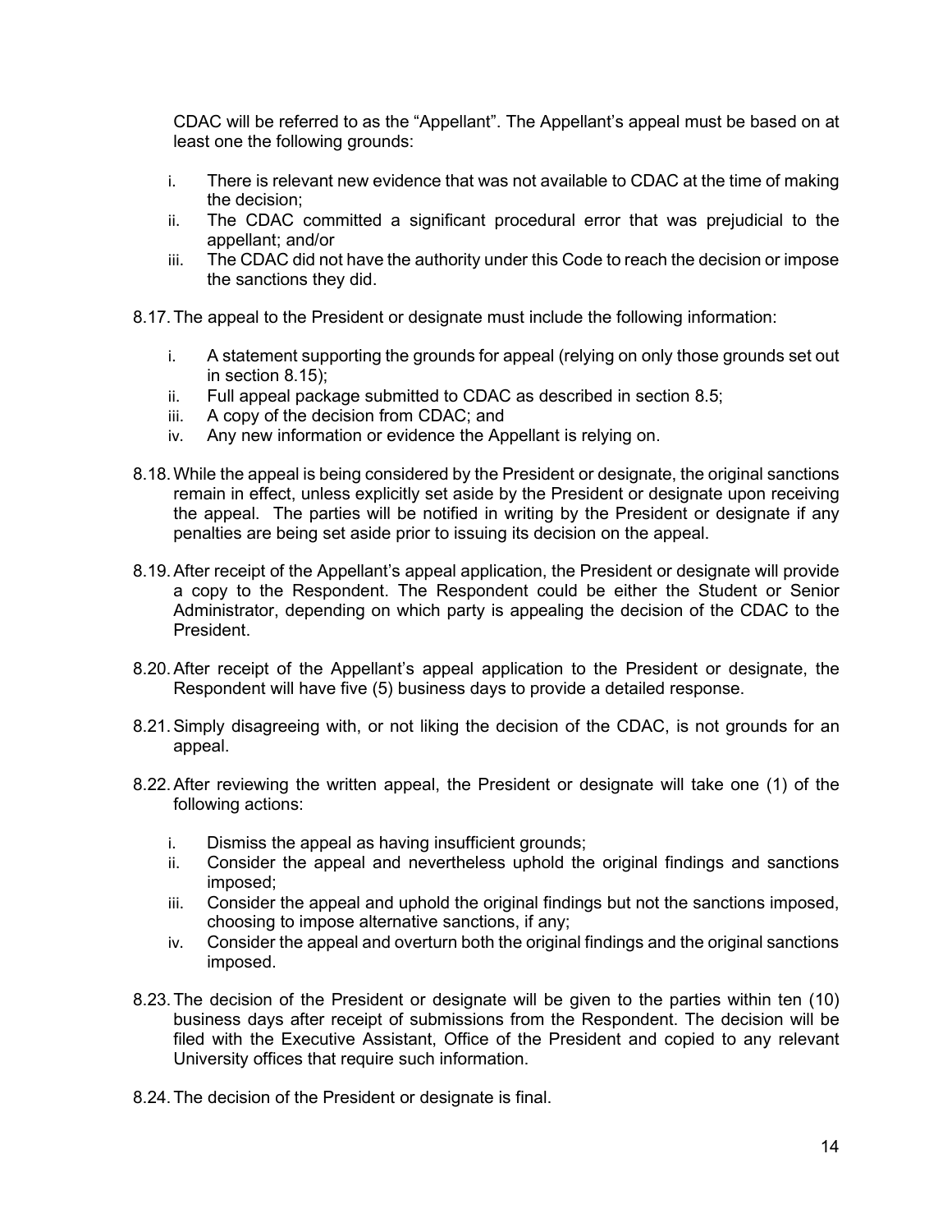CDAC will be referred to as the "Appellant". The Appellant's appeal must be based on at least one the following grounds:

i. There is relevant new evidence that was not available to CDAC at the time of making the decision;
ii. The CDAC committed a significant procedural error that was prejudicial to the appellant; and/or
iii. The CDAC did not have the authority under this Code to reach the decision or impose the sanctions they did.

8.17. The appeal to the President or designate must include the following information:

i. A statement supporting the grounds for appeal (relying on only those grounds set out in section 8.15);
ii. Full appeal package submitted to CDAC as described in section 8.5;
iii. A copy of the decision from CDAC; and
iv. Any new information or evidence the Appellant is relying on.

8.18. While the appeal is being considered by the President or designate, the original sanctions remain in effect, unless explicitly set aside by the President or designate upon receiving the appeal. The parties will be notified in writing by the President or designate if any penalties are being set aside prior to issuing its decision on the appeal.

8.19. After receipt of the Appellant's appeal application, the President or designate will provide a copy to the Respondent. The Respondent could be either the Student or Senior Administrator, depending on which party is appealing the decision of the CDAC to the President.

8.20. After receipt of the Appellant's appeal application to the President or designate, the Respondent will have five (5) business days to provide a detailed response.

8.21. Simply disagreeing with, or not liking the decision of the CDAC, is not grounds for an appeal.

8.22. After reviewing the written appeal, the President or designate will take one (1) of the following actions:

i. Dismiss the appeal as having insufficient grounds;
ii. Consider the appeal and nevertheless uphold the original findings and sanctions imposed;
iii. Consider the appeal and uphold the original findings but not the sanctions imposed, choosing to impose alternative sanctions, if any;
iv. Consider the appeal and overturn both the original findings and the original sanctions imposed.

8.23. The decision of the President or designate will be given to the parties within ten (10) business days after receipt of submissions from the Respondent. The decision will be filed with the Executive Assistant, Office of the President and copied to any relevant University offices that require such information.

8.24. The decision of the President or designate is final.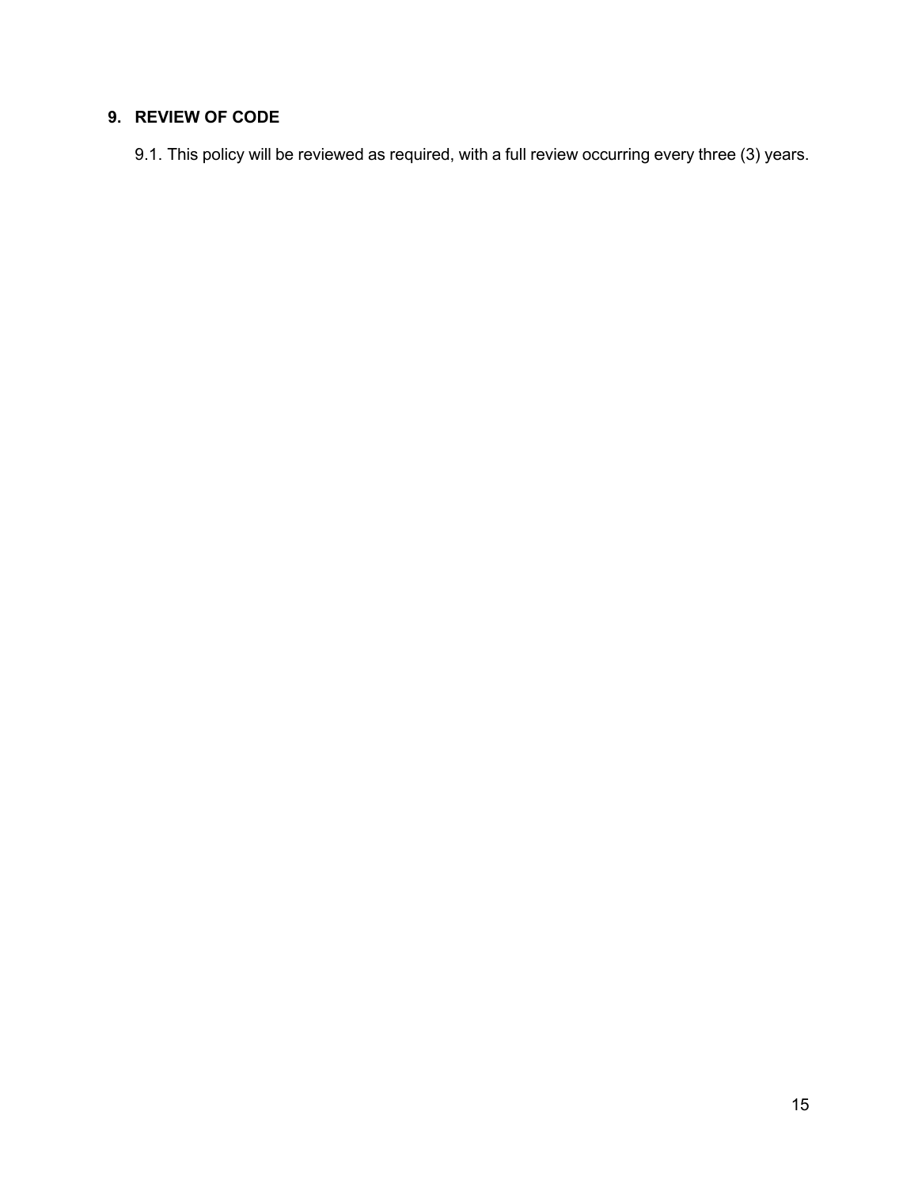## 9. REVIEW OF CODE

9.1. This policy will be reviewed as required, with a full review occurring every three (3) years.